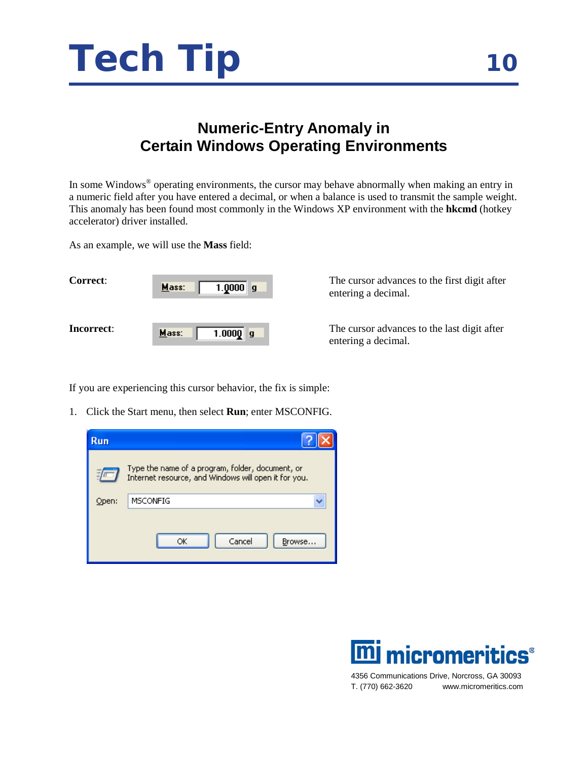# Tech Tip 10

## Numeric-Entry Anomaly in Certain Windows Operating Environments

In some Windows® operating environments, the cursor may behave abnormally when making an entry in a numeric field after you have entered a decimal, or when a balance is used to transmit the sample weight. This anomaly has been found most commonly in the Windows XP environment with the **hkcmd** (hotkey accelerator) driver installed.

As an example, we will use the **Mass** field:

**Correct**: Mass: 1.0000 g — The cursor advances to the first digit after entering a decimal.

**Incorrect**: Mass: 1.0000 g — The cursor advances to the last digit after entering a decimal.

If you are experiencing this cursor behavior, the fix is simple:

1. Click the Start menu, then select **Run**; enter MSCONFIG.

Run

Type the name of a program, folder, document, or Internet resource, and Windows will open it for you.

Open: MSCONFIG

OK | Cancel | Browse...

micromeritics®

4356 Communications Drive, Norcross, GA 30093
T. (770) 662-3620 www.micromeritics.com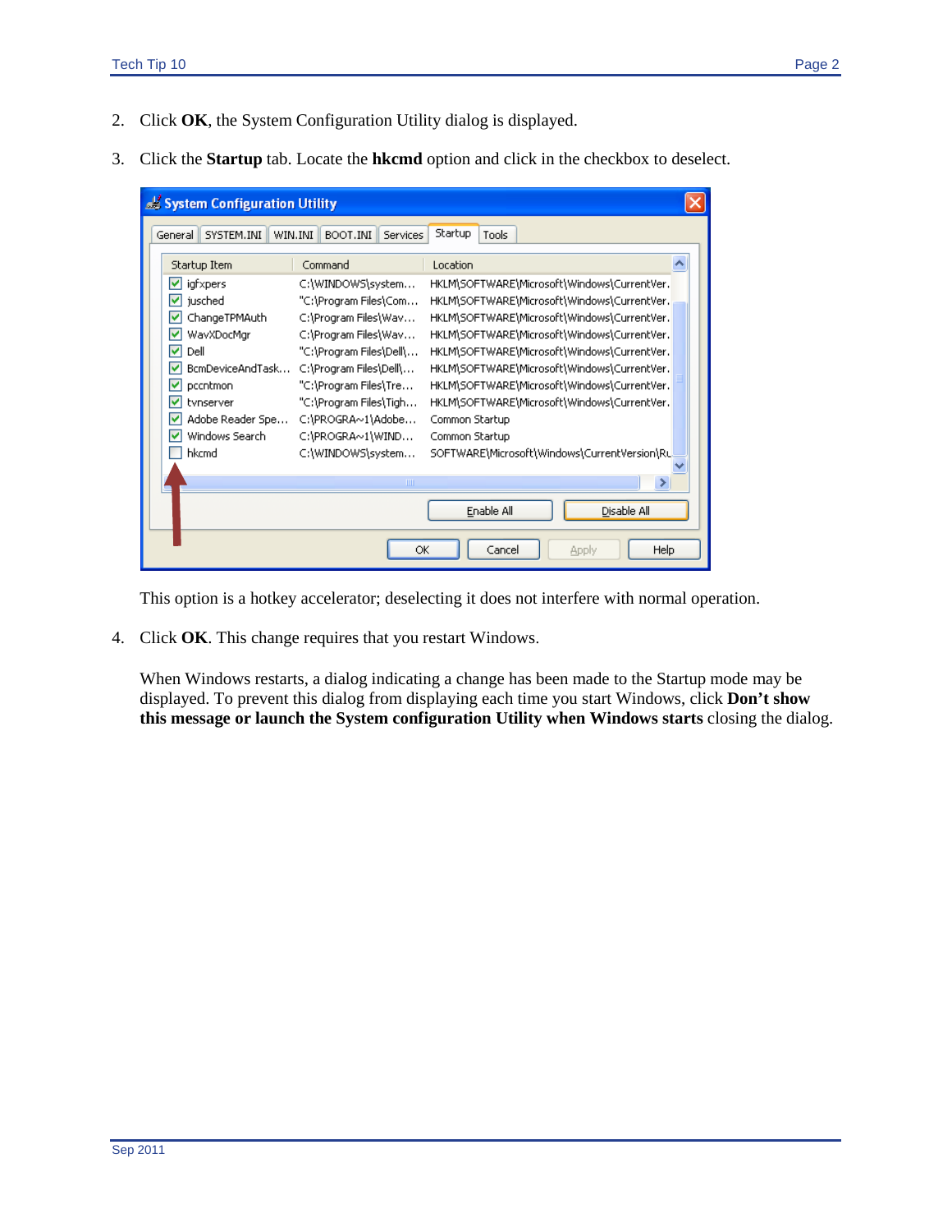2. Click **OK**, the System Configuration Utility dialog is displayed.

3. Click the **Startup** tab. Locate the **hkcmd** option and click in the checkbox to deselect.

   This option is a hotkey accelerator; deselecting it does not interfere with normal operation.

4. Click **OK**. This change requires that you restart Windows.

   When Windows restarts, a dialog indicating a change has been made to the Startup mode may be displayed. To prevent this dialog from displaying each time you start Windows, click **Don't show this message or launch the System configuration Utility when Windows starts** closing the dialog.